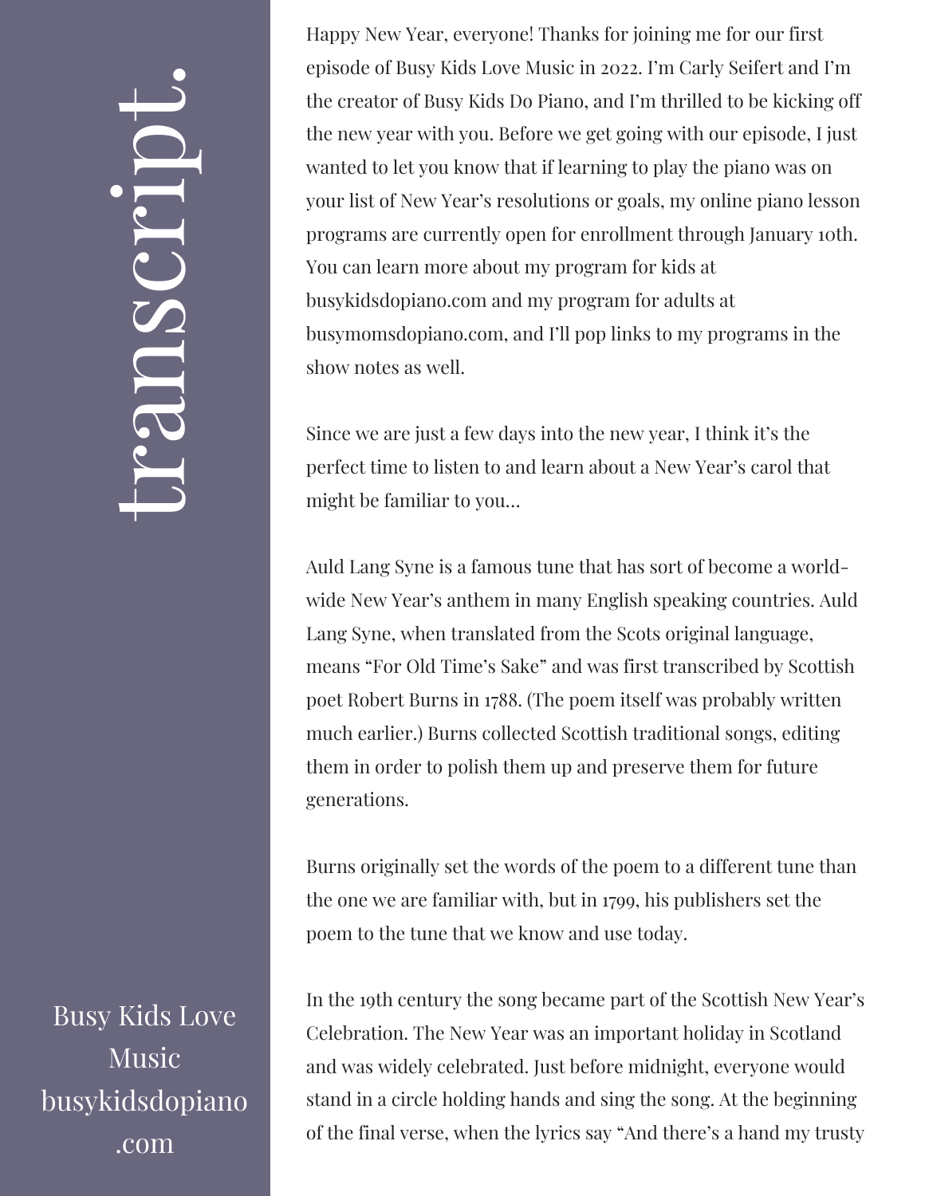# transcript.

Busy Kids Love Music
busykidsdopiano.com

Happy New Year, everyone! Thanks for joining me for our first episode of Busy Kids Love Music in 2022. I'm Carly Seifert and I'm the creator of Busy Kids Do Piano, and I'm thrilled to be kicking off the new year with you. Before we get going with our episode, I just wanted to let you know that if learning to play the piano was on your list of New Year's resolutions or goals, my online piano lesson programs are currently open for enrollment through January 10th. You can learn more about my program for kids at busykidsdopiano.com and my program for adults at busymomsdopiano.com, and I'll pop links to my programs in the show notes as well.

Since we are just a few days into the new year, I think it's the perfect time to listen to and learn about a New Year's carol that might be familiar to you…

Auld Lang Syne is a famous tune that has sort of become a world-wide New Year's anthem in many English speaking countries. Auld Lang Syne, when translated from the Scots original language, means "For Old Time's Sake" and was first transcribed by Scottish poet Robert Burns in 1788. (The poem itself was probably written much earlier.) Burns collected Scottish traditional songs, editing them in order to polish them up and preserve them for future generations.

Burns originally set the words of the poem to a different tune than the one we are familiar with, but in 1799, his publishers set the poem to the tune that we know and use today.

In the 19th century the song became part of the Scottish New Year's Celebration. The New Year was an important holiday in Scotland and was widely celebrated. Just before midnight, everyone would stand in a circle holding hands and sing the song. At the beginning of the final verse, when the lyrics say "And there's a hand my trusty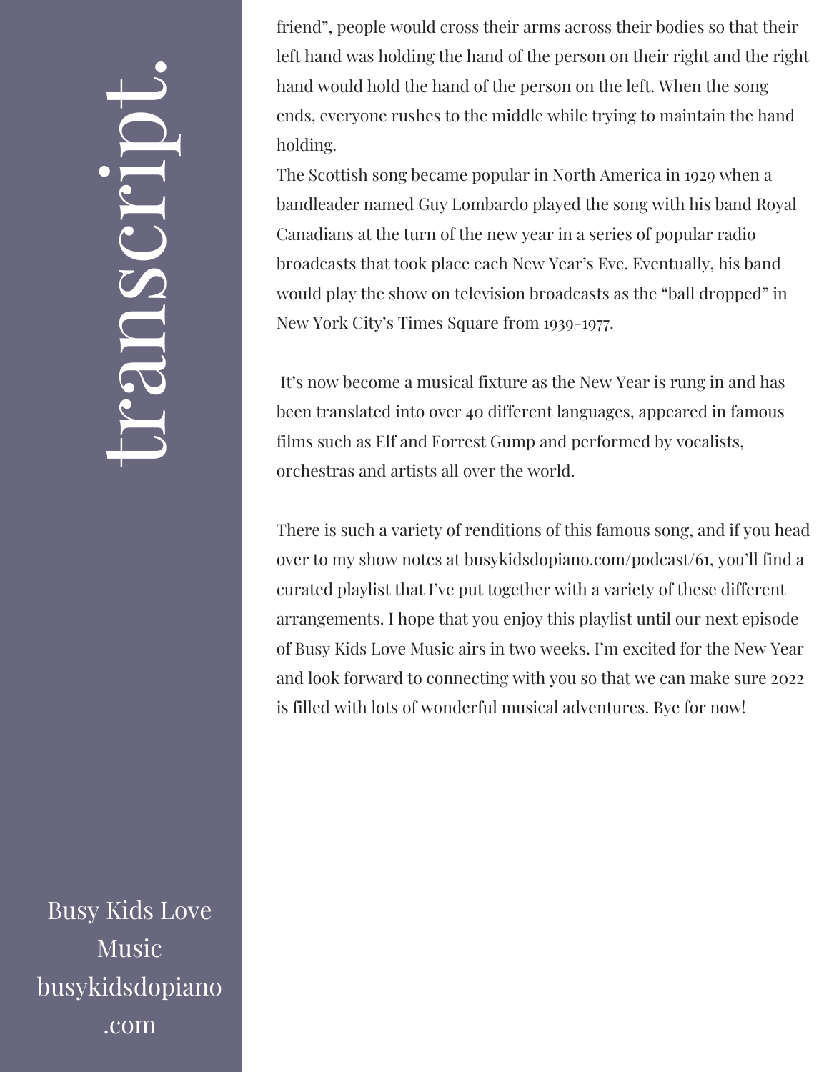friend", people would cross their arms across their bodies so that their left hand was holding the hand of the person on their right and the right hand would hold the hand of the person on the left. When the song ends, everyone rushes to the middle while trying to maintain the hand holding.

The Scottish song became popular in North America in 1929 when a bandleader named Guy Lombardo played the song with his band Royal Canadians at the turn of the new year in a series of popular radio broadcasts that took place each New Year's Eve. Eventually, his band would play the show on television broadcasts as the "ball dropped" in New York City's Times Square from 1939-1977.

It's now become a musical fixture as the New Year is rung in and has been translated into over 40 different languages, appeared in famous films such as Elf and Forrest Gump and performed by vocalists, orchestras and artists all over the world.

There is such a variety of renditions of this famous song, and if you head over to my show notes at busykidsdopiano.com/podcast/61, you'll find a curated playlist that I've put together with a variety of these different arrangements. I hope that you enjoy this playlist until our next episode of Busy Kids Love Music airs in two weeks. I'm excited for the New Year and look forward to connecting with you so that we can make sure 2022 is filled with lots of wonderful musical adventures. Bye for now!